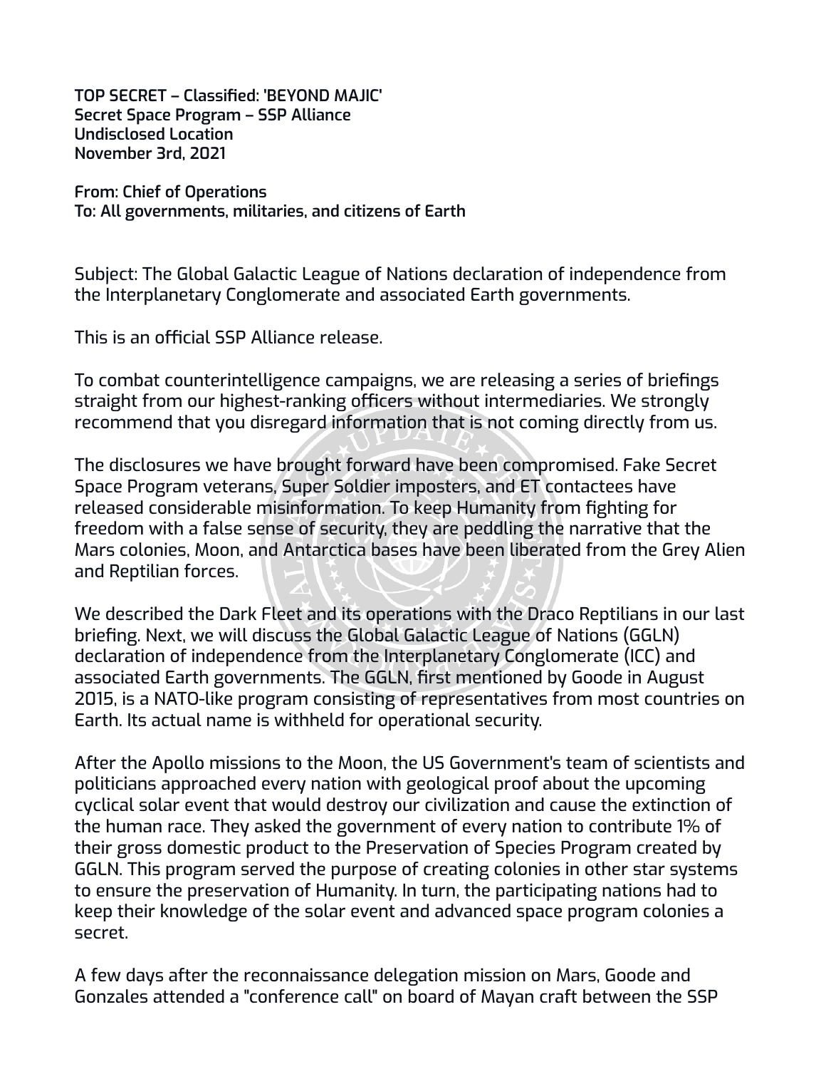**TOP SECRET – Classified: 'BEYOND MAJIC'**
**Secret Space Program – SSP Alliance**
**Undisclosed Location**
**November 3rd, 2021**

**From: Chief of Operations**
**To: All governments, militaries, and citizens of Earth**

Subject: The Global Galactic League of Nations declaration of independence from the Interplanetary Conglomerate and associated Earth governments.

This is an official SSP Alliance release.

To combat counterintelligence campaigns, we are releasing a series of briefings straight from our highest-ranking officers without intermediaries. We strongly recommend that you disregard information that is not coming directly from us.

The disclosures we have brought forward have been compromised. Fake Secret Space Program veterans, Super Soldier imposters, and ET contactees have released considerable misinformation. To keep Humanity from fighting for freedom with a false sense of security, they are peddling the narrative that the Mars colonies, Moon, and Antarctica bases have been liberated from the Grey Alien and Reptilian forces.

We described the Dark Fleet and its operations with the Draco Reptilians in our last briefing. Next, we will discuss the Global Galactic League of Nations (GGLN) declaration of independence from the Interplanetary Conglomerate (ICC) and associated Earth governments. The GGLN, first mentioned by Goode in August 2015, is a NATO-like program consisting of representatives from most countries on Earth. Its actual name is withheld for operational security.

After the Apollo missions to the Moon, the US Government's team of scientists and politicians approached every nation with geological proof about the upcoming cyclical solar event that would destroy our civilization and cause the extinction of the human race. They asked the government of every nation to contribute 1% of their gross domestic product to the Preservation of Species Program created by GGLN. This program served the purpose of creating colonies in other star systems to ensure the preservation of Humanity. In turn, the participating nations had to keep their knowledge of the solar event and advanced space program colonies a secret.

A few days after the reconnaissance delegation mission on Mars, Goode and Gonzales attended a "conference call" on board of Mayan craft between the SSP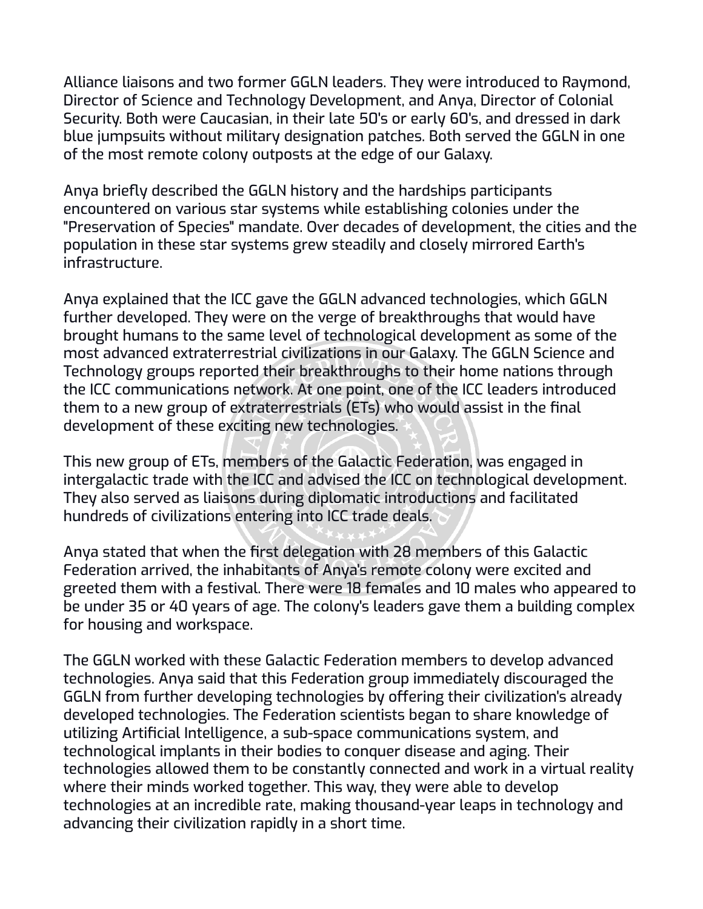Alliance liaisons and two former GGLN leaders. They were introduced to Raymond, Director of Science and Technology Development, and Anya, Director of Colonial Security. Both were Caucasian, in their late 50's or early 60's, and dressed in dark blue jumpsuits without military designation patches. Both served the GGLN in one of the most remote colony outposts at the edge of our Galaxy.

Anya briefly described the GGLN history and the hardships participants encountered on various star systems while establishing colonies under the "Preservation of Species" mandate. Over decades of development, the cities and the population in these star systems grew steadily and closely mirrored Earth's infrastructure.

Anya explained that the ICC gave the GGLN advanced technologies, which GGLN further developed. They were on the verge of breakthroughs that would have brought humans to the same level of technological development as some of the most advanced extraterrestrial civilizations in our Galaxy. The GGLN Science and Technology groups reported their breakthroughs to their home nations through the ICC communications network. At one point, one of the ICC leaders introduced them to a new group of extraterrestrials (ETs) who would assist in the final development of these exciting new technologies.

This new group of ETs, members of the Galactic Federation, was engaged in intergalactic trade with the ICC and advised the ICC on technological development. They also served as liaisons during diplomatic introductions and facilitated hundreds of civilizations entering into ICC trade deals.

Anya stated that when the first delegation with 28 members of this Galactic Federation arrived, the inhabitants of Anya's remote colony were excited and greeted them with a festival. There were 18 females and 10 males who appeared to be under 35 or 40 years of age. The colony's leaders gave them a building complex for housing and workspace.

The GGLN worked with these Galactic Federation members to develop advanced technologies. Anya said that this Federation group immediately discouraged the GGLN from further developing technologies by offering their civilization's already developed technologies. The Federation scientists began to share knowledge of utilizing Artificial Intelligence, a sub-space communications system, and technological implants in their bodies to conquer disease and aging. Their technologies allowed them to be constantly connected and work in a virtual reality where their minds worked together. This way, they were able to develop technologies at an incredible rate, making thousand-year leaps in technology and advancing their civilization rapidly in a short time.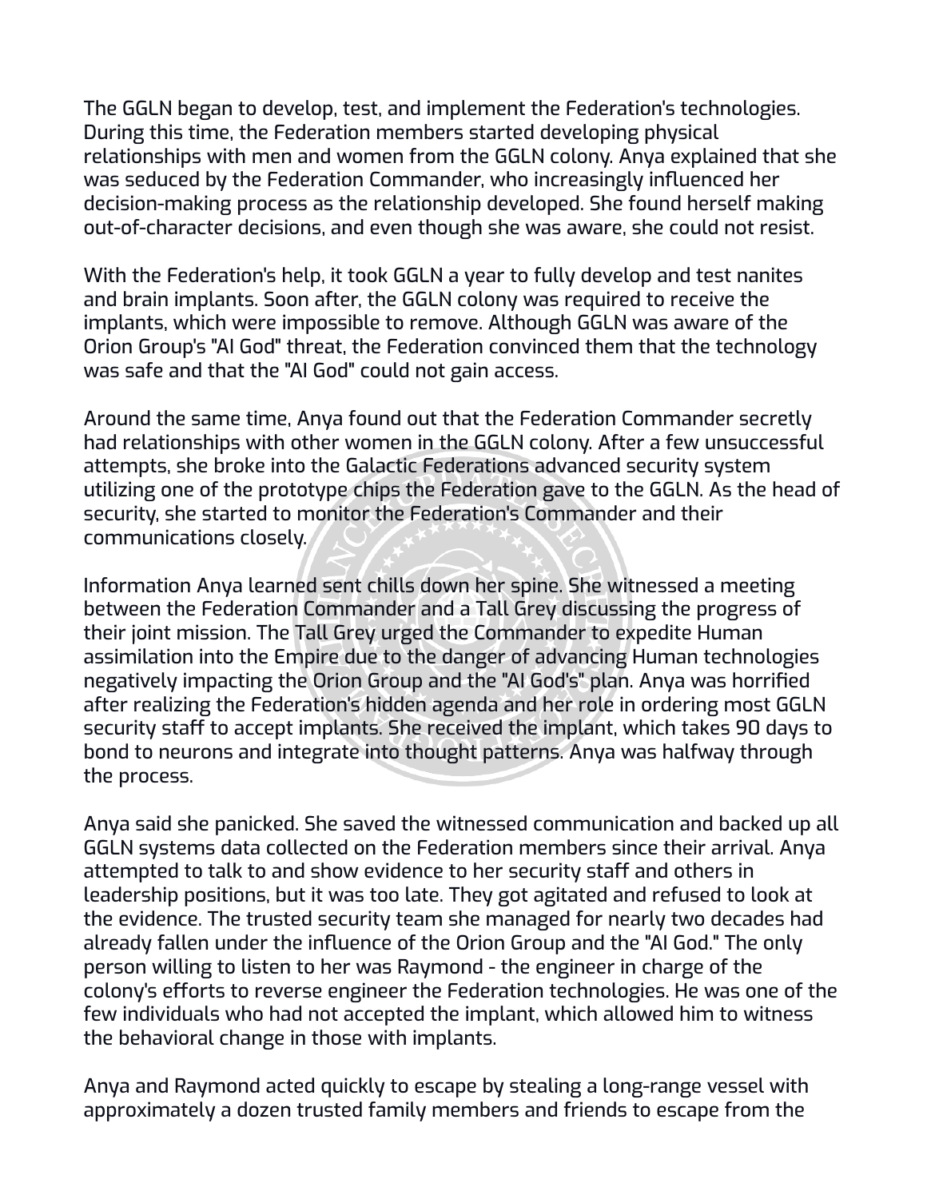The GGLN began to develop, test, and implement the Federation's technologies. During this time, the Federation members started developing physical relationships with men and women from the GGLN colony. Anya explained that she was seduced by the Federation Commander, who increasingly influenced her decision-making process as the relationship developed. She found herself making out-of-character decisions, and even though she was aware, she could not resist.

With the Federation's help, it took GGLN a year to fully develop and test nanites and brain implants. Soon after, the GGLN colony was required to receive the implants, which were impossible to remove. Although GGLN was aware of the Orion Group's "AI God" threat, the Federation convinced them that the technology was safe and that the "AI God" could not gain access.

Around the same time, Anya found out that the Federation Commander secretly had relationships with other women in the GGLN colony. After a few unsuccessful attempts, she broke into the Galactic Federations advanced security system utilizing one of the prototype chips the Federation gave to the GGLN. As the head of security, she started to monitor the Federation's Commander and their communications closely.

Information Anya learned sent chills down her spine. She witnessed a meeting between the Federation Commander and a Tall Grey discussing the progress of their joint mission. The Tall Grey urged the Commander to expedite Human assimilation into the Empire due to the danger of advancing Human technologies negatively impacting the Orion Group and the "AI God's" plan. Anya was horrified after realizing the Federation's hidden agenda and her role in ordering most GGLN security staff to accept implants. She received the implant, which takes 90 days to bond to neurons and integrate into thought patterns. Anya was halfway through the process.

Anya said she panicked. She saved the witnessed communication and backed up all GGLN systems data collected on the Federation members since their arrival. Anya attempted to talk to and show evidence to her security staff and others in leadership positions, but it was too late. They got agitated and refused to look at the evidence. The trusted security team she managed for nearly two decades had already fallen under the influence of the Orion Group and the "AI God." The only person willing to listen to her was Raymond - the engineer in charge of the colony's efforts to reverse engineer the Federation technologies. He was one of the few individuals who had not accepted the implant, which allowed him to witness the behavioral change in those with implants.

Anya and Raymond acted quickly to escape by stealing a long-range vessel with approximately a dozen trusted family members and friends to escape from the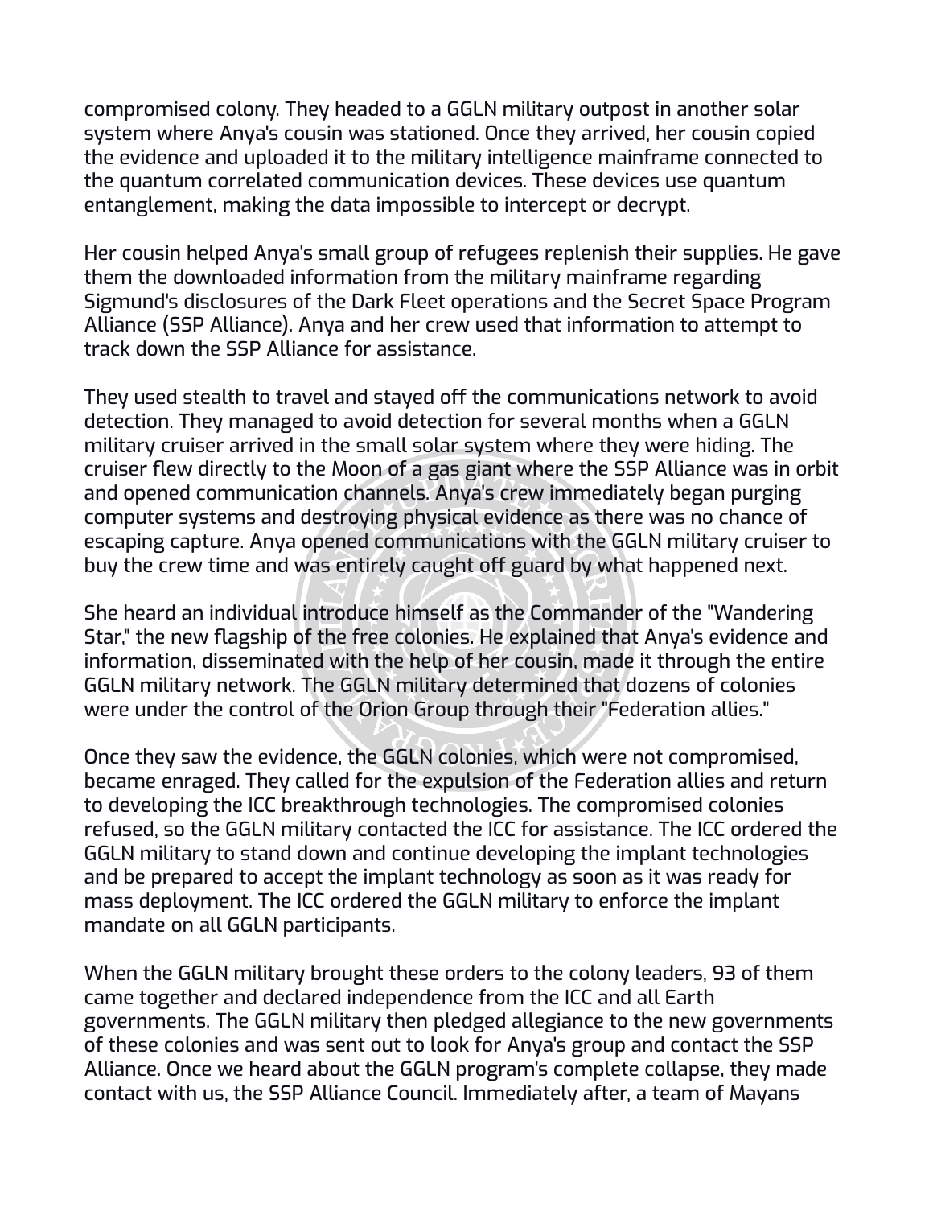compromised colony. They headed to a GGLN military outpost in another solar system where Anya's cousin was stationed. Once they arrived, her cousin copied the evidence and uploaded it to the military intelligence mainframe connected to the quantum correlated communication devices. These devices use quantum entanglement, making the data impossible to intercept or decrypt.

Her cousin helped Anya's small group of refugees replenish their supplies. He gave them the downloaded information from the military mainframe regarding Sigmund's disclosures of the Dark Fleet operations and the Secret Space Program Alliance (SSP Alliance). Anya and her crew used that information to attempt to track down the SSP Alliance for assistance.

They used stealth to travel and stayed off the communications network to avoid detection. They managed to avoid detection for several months when a GGLN military cruiser arrived in the small solar system where they were hiding. The cruiser flew directly to the Moon of a gas giant where the SSP Alliance was in orbit and opened communication channels. Anya's crew immediately began purging computer systems and destroying physical evidence as there was no chance of escaping capture. Anya opened communications with the GGLN military cruiser to buy the crew time and was entirely caught off guard by what happened next.

She heard an individual introduce himself as the Commander of the "Wandering Star," the new flagship of the free colonies. He explained that Anya's evidence and information, disseminated with the help of her cousin, made it through the entire GGLN military network. The GGLN military determined that dozens of colonies were under the control of the Orion Group through their "Federation allies."

Once they saw the evidence, the GGLN colonies, which were not compromised, became enraged. They called for the expulsion of the Federation allies and return to developing the ICC breakthrough technologies. The compromised colonies refused, so the GGLN military contacted the ICC for assistance. The ICC ordered the GGLN military to stand down and continue developing the implant technologies and be prepared to accept the implant technology as soon as it was ready for mass deployment. The ICC ordered the GGLN military to enforce the implant mandate on all GGLN participants.

When the GGLN military brought these orders to the colony leaders, 93 of them came together and declared independence from the ICC and all Earth governments. The GGLN military then pledged allegiance to the new governments of these colonies and was sent out to look for Anya's group and contact the SSP Alliance. Once we heard about the GGLN program's complete collapse, they made contact with us, the SSP Alliance Council. Immediately after, a team of Mayans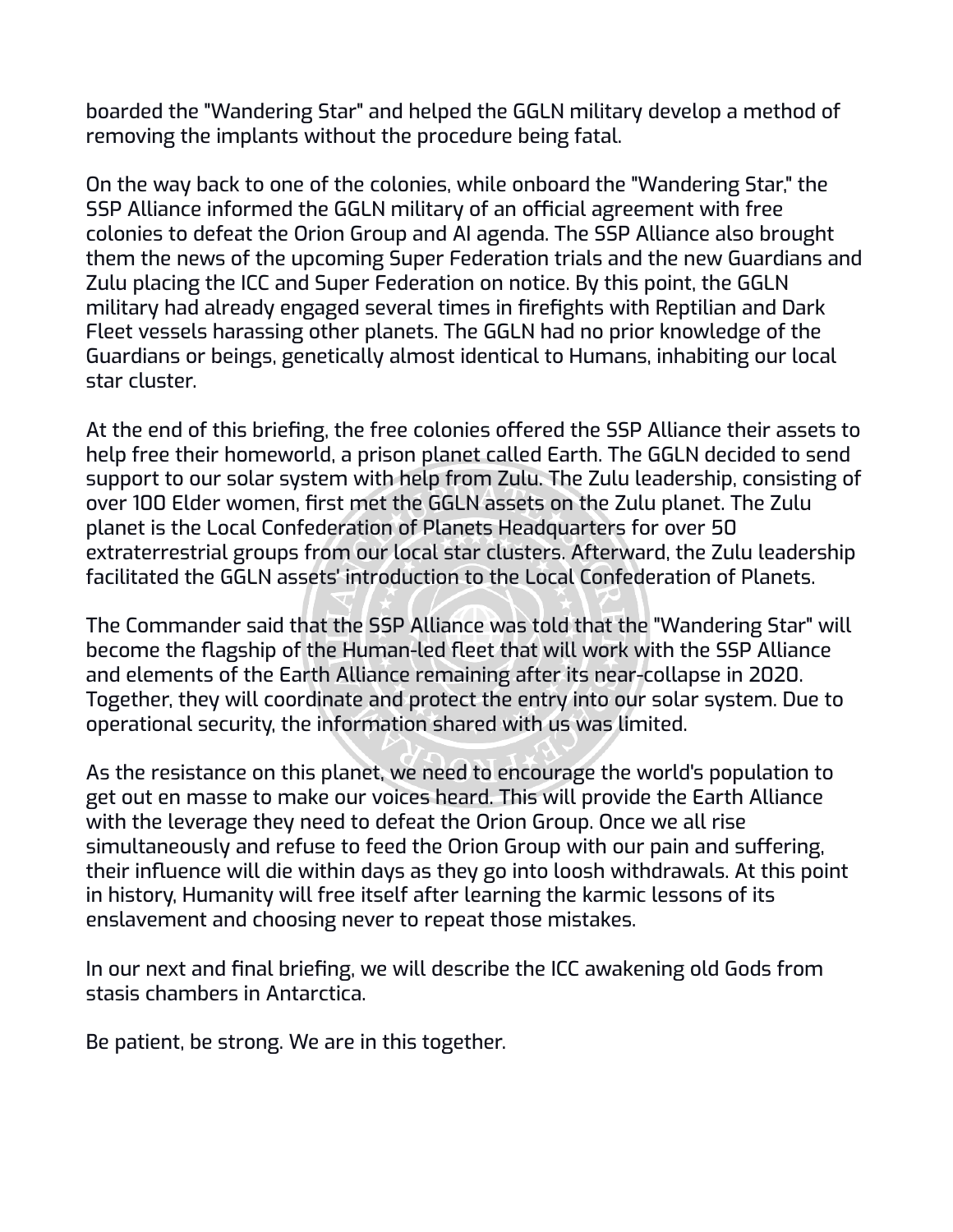boarded the "Wandering Star" and helped the GGLN military develop a method of removing the implants without the procedure being fatal.

On the way back to one of the colonies, while onboard the "Wandering Star," the SSP Alliance informed the GGLN military of an official agreement with free colonies to defeat the Orion Group and AI agenda. The SSP Alliance also brought them the news of the upcoming Super Federation trials and the new Guardians and Zulu placing the ICC and Super Federation on notice. By this point, the GGLN military had already engaged several times in firefights with Reptilian and Dark Fleet vessels harassing other planets. The GGLN had no prior knowledge of the Guardians or beings, genetically almost identical to Humans, inhabiting our local star cluster.

At the end of this briefing, the free colonies offered the SSP Alliance their assets to help free their homeworld, a prison planet called Earth. The GGLN decided to send support to our solar system with help from Zulu. The Zulu leadership, consisting of over 100 Elder women, first met the GGLN assets on the Zulu planet. The Zulu planet is the Local Confederation of Planets Headquarters for over 50 extraterrestrial groups from our local star clusters. Afterward, the Zulu leadership facilitated the GGLN assets' introduction to the Local Confederation of Planets.

The Commander said that the SSP Alliance was told that the "Wandering Star" will become the flagship of the Human-led fleet that will work with the SSP Alliance and elements of the Earth Alliance remaining after its near-collapse in 2020. Together, they will coordinate and protect the entry into our solar system. Due to operational security, the information shared with us was limited.

As the resistance on this planet, we need to encourage the world's population to get out en masse to make our voices heard. This will provide the Earth Alliance with the leverage they need to defeat the Orion Group. Once we all rise simultaneously and refuse to feed the Orion Group with our pain and suffering, their influence will die within days as they go into loosh withdrawals. At this point in history, Humanity will free itself after learning the karmic lessons of its enslavement and choosing never to repeat those mistakes.

In our next and final briefing, we will describe the ICC awakening old Gods from stasis chambers in Antarctica.

Be patient, be strong. We are in this together.